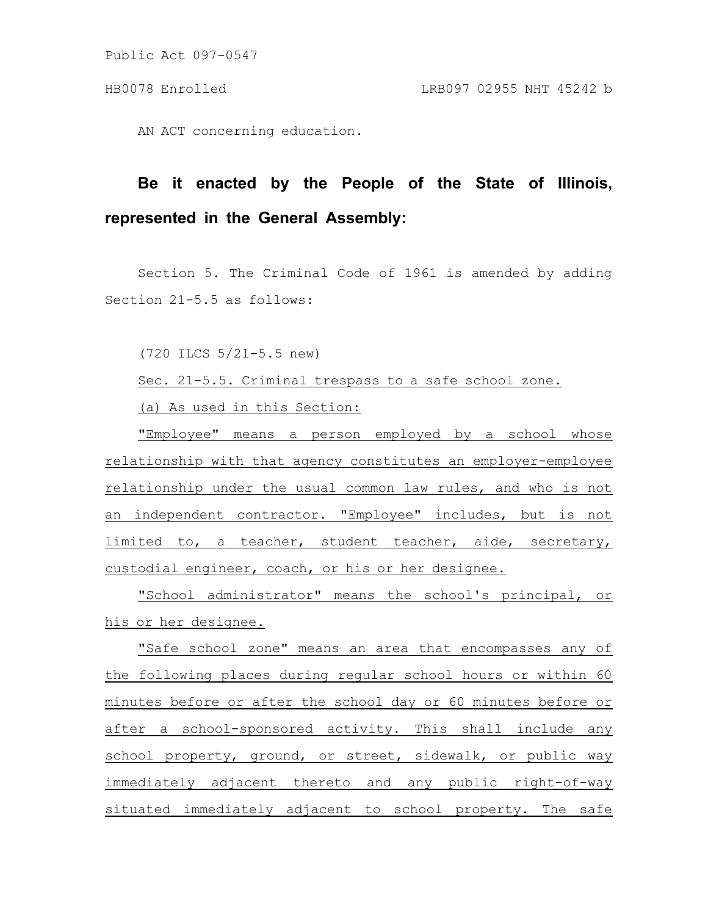Public Act 097-0547

HB0078 Enrolled LRB097 02955 NHT 45242 b

AN ACT concerning education.

**Be it enacted by the People of the State of Illinois, represented in the General Assembly:**

Section 5. The Criminal Code of 1961 is amended by adding Section 21-5.5 as follows:

(720 ILCS 5/21-5.5 new)

Sec. 21-5.5. Criminal trespass to a safe school zone.

(a) As used in this Section:

"Employee" means a person employed by a school whose relationship with that agency constitutes an employer-employee relationship under the usual common law rules, and who is not an independent contractor. "Employee" includes, but is not limited to, a teacher, student teacher, aide, secretary, custodial engineer, coach, or his or her designee.

"School administrator" means the school's principal, or his or her designee.

"Safe school zone" means an area that encompasses any of the following places during regular school hours or within 60 minutes before or after the school day or 60 minutes before or after a school-sponsored activity. This shall include any school property, ground, or street, sidewalk, or public way immediately adjacent thereto and any public right-of-way situated immediately adjacent to school property. The safe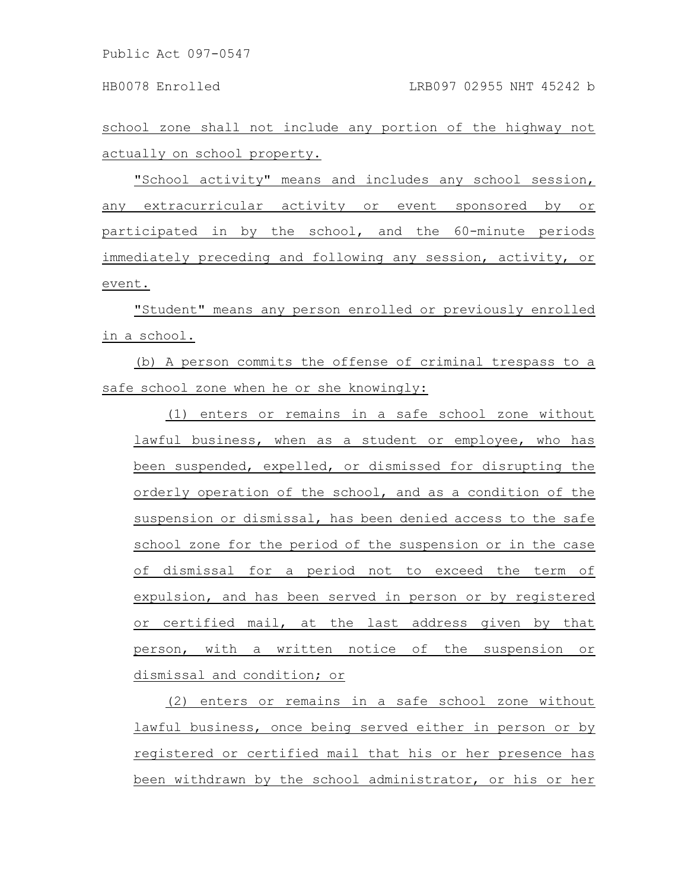school zone shall not include any portion of the highway not actually on school property.

"School activity" means and includes any school session, any extracurricular activity or event sponsored by or participated in by the school, and the 60-minute periods immediately preceding and following any session, activity, or event.

"Student" means any person enrolled or previously enrolled in a school.

(b) A person commits the offense of criminal trespass to a safe school zone when he or she knowingly:

(1) enters or remains in a safe school zone without lawful business, when as a student or employee, who has been suspended, expelled, or dismissed for disrupting the orderly operation of the school, and as a condition of the suspension or dismissal, has been denied access to the safe school zone for the period of the suspension or in the case of dismissal for a period not to exceed the term of expulsion, and has been served in person or by registered or certified mail, at the last address given by that person, with a written notice of the suspension or dismissal and condition; or

(2) enters or remains in a safe school zone without lawful business, once being served either in person or by registered or certified mail that his or her presence has been withdrawn by the school administrator, or his or her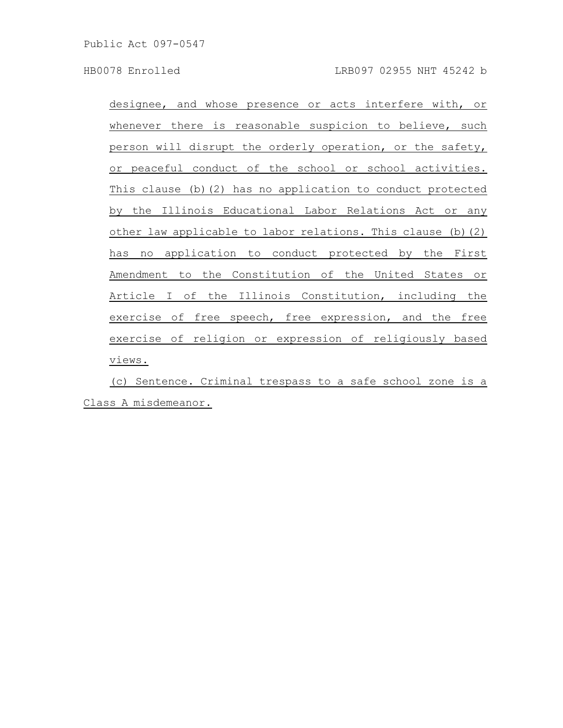designee, and whose presence or acts interfere with, or whenever there is reasonable suspicion to believe, such person will disrupt the orderly operation, or the safety, or peaceful conduct of the school or school activities. This clause (b)(2) has no application to conduct protected by the Illinois Educational Labor Relations Act or any other law applicable to labor relations. This clause (b)(2) has no application to conduct protected by the First Amendment to the Constitution of the United States or Article I of the Illinois Constitution, including the exercise of free speech, free expression, and the free exercise of religion or expression of religiously based views.

(c) Sentence. Criminal trespass to a safe school zone is a Class A misdemeanor.